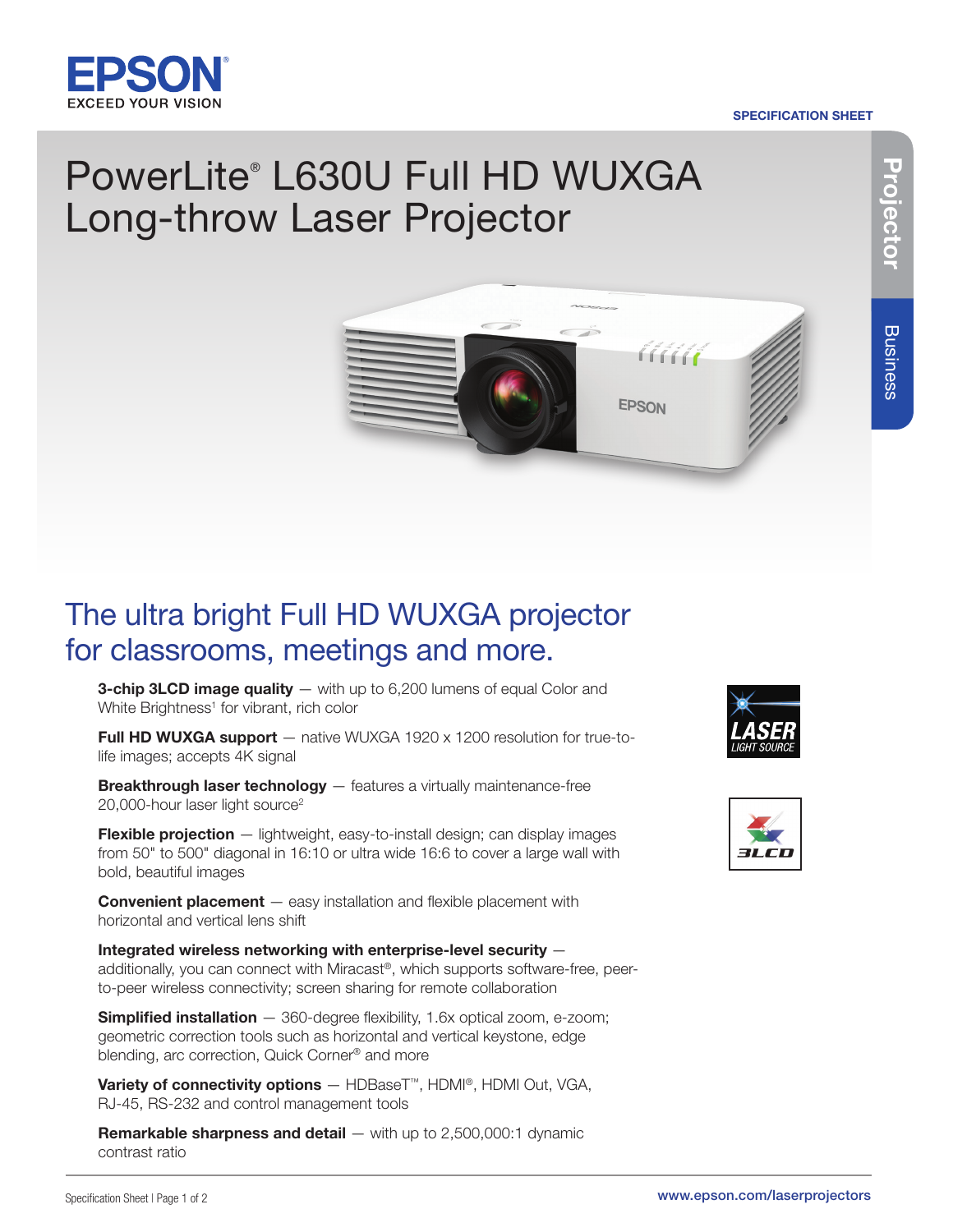EPSON
EXCEED YOUR VISION

SPECIFICATION SHEET

# PowerLite® L630U Full HD WUXGA Long-throw Laser Projector

Projector | Business

## The ultra bright Full HD WUXGA projector for classrooms, meetings and more.

**3-chip 3LCD image quality** — with up to 6,200 lumens of equal Color and White Brightness[1] for vibrant, rich color

**Full HD WUXGA support** — native WUXGA 1920 x 1200 resolution for true-to-life images; accepts 4K signal

**Breakthrough laser technology** — features a virtually maintenance-free 20,000-hour laser light source[2]

**Flexible projection** — lightweight, easy-to-install design; can display images from 50" to 500" diagonal in 16:10 or ultra wide 16:6 to cover a large wall with bold, beautiful images

**Convenient placement** — easy installation and flexible placement with horizontal and vertical lens shift

**Integrated wireless networking with enterprise-level security** — additionally, you can connect with Miracast®, which supports software-free, peer-to-peer wireless connectivity; screen sharing for remote collaboration

**Simplified installation** — 360-degree flexibility, 1.6x optical zoom, e-zoom; geometric correction tools such as horizontal and vertical keystone, edge blending, arc correction, Quick Corner® and more

**Variety of connectivity options** — HDBaseT™, HDMI®, HDMI Out, VGA, RJ-45, RS-232 and control management tools

**Remarkable sharpness and detail** — with up to 2,500,000:1 dynamic contrast ratio

LASER LIGHT SOURCE

3LCD

www.epson.com/laserprojectors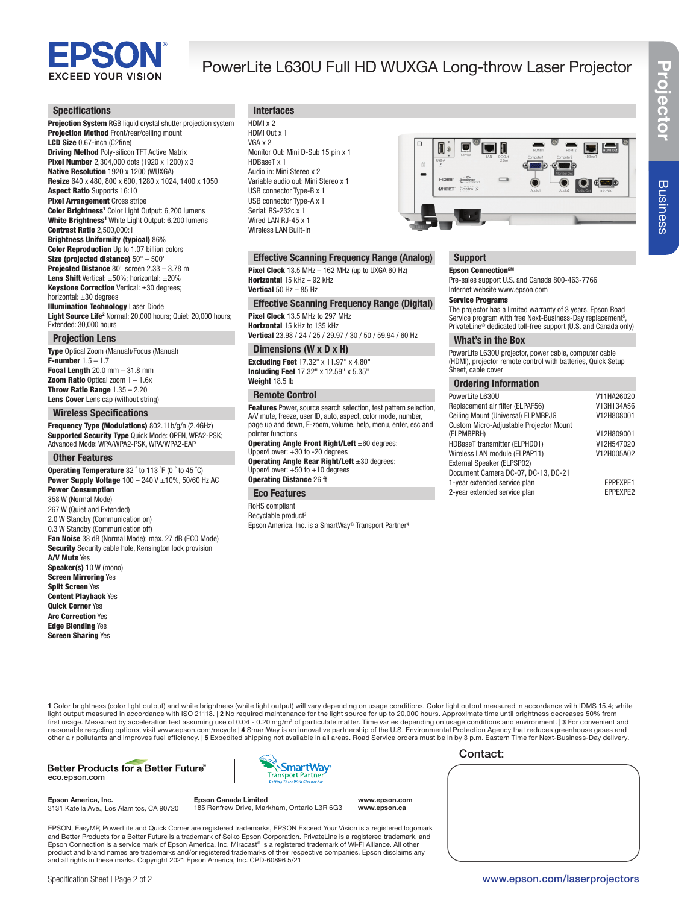# EPSON

EXCEED YOUR VISION

# PowerLite L630U Full HD WUXGA Long-throw Laser Projector

Projector | Business

## Specifications

**Projection System** RGB liquid crystal shutter projection system
**Projection Method** Front/rear/ceiling mount
**LCD Size** 0.67-inch (C2fine)
**Driving Method** Poly-silicon TFT Active Matrix
**Pixel Number** 2,304,000 dots (1920 x 1200) x 3
**Native Resolution** 1920 x 1200 (WUXGA)
**Resize** 640 x 480, 800 x 600, 1280 x 1024, 1400 x 1050
**Aspect Ratio** Supports 16:10
**Pixel Arrangement** Cross stripe
**Color Brightness**[1] Color Light Output: 6,200 lumens
**White Brightness**[1] White Light Output: 6,200 lumens
**Contrast Ratio** 2,500,000:1
**Brightness Uniformity (typical)** 86%
**Color Reproduction** Up to 1.07 billion colors
**Size (projected distance)** 50" – 500"
**Projected Distance** 80" screen 2.33 – 3.78 m
**Lens Shift** Vertical: ±50%; horizontal: ±20%
**Keystone Correction** Vertical: ±30 degrees; horizontal: ±30 degrees
**Illumination Technology** Laser Diode
**Light Source Life**[2] Normal: 20,000 hours; Quiet: 20,000 hours; Extended: 30,000 hours

## Projection Lens

**Type** Optical Zoom (Manual)/Focus (Manual)
**F-number** 1.5 – 1.7
**Focal Length** 20.0 mm – 31.8 mm
**Zoom Ratio** Optical zoom 1 – 1.6x
**Throw Ratio Range** 1.35 – 2.20
**Lens Cover** Lens cap (without string)

## Wireless Specifications

**Frequency Type (Modulations)** 802.11b/g/n (2.4GHz)
**Supported Security Type** Quick Mode: OPEN, WPA2-PSK; Advanced Mode: WPA/WPA2-PSK, WPA/WPA2-EAP

## Other Features

**Operating Temperature** 32 ˚ to 113 ˚F (0 ˚ to 45 ˚C)
**Power Supply Voltage** 100 – 240 V ±10%, 50/60 Hz AC
**Power Consumption**
358 W (Normal Mode)
267 W (Quiet and Extended)
2.0 W Standby (Communication on)
0.3 W Standby (Communication off)
**Fan Noise** 38 dB (Normal Mode); max. 27 dB (ECO Mode)
**Security** Security cable hole, Kensington lock provision
**A/V Mute** Yes
**Speaker(s)** 10 W (mono)
**Screen Mirroring** Yes
**Split Screen** Yes
**Content Playback** Yes
**Quick Corner** Yes
**Arc Correction** Yes
**Edge Blending** Yes
**Screen Sharing** Yes

## Interfaces

HDMI x 2
HDMI Out x 1
VGA x 2
Monitor Out: Mini D-Sub 15 pin x 1
HDBaseT x 1
Audio in: Mini Stereo x 2
Variable audio out: Mini Stereo x 1
USB connector Type-B x 1
USB connector Type-A x 1
Serial: RS-232c x 1
Wired LAN RJ-45 x 1
Wireless LAN Built-in

## Effective Scanning Frequency Range (Analog)

**Pixel Clock** 13.5 MHz – 162 MHz (up to UXGA 60 Hz)
**Horizontal** 15 kHz – 92 kHz
**Vertical** 50 Hz – 85 Hz

## Effective Scanning Frequency Range (Digital)

**Pixel Clock** 13.5 MHz to 297 MHz
**Horizontal** 15 kHz to 135 kHz
**Vertical** 23.98 / 24 / 25 / 29.97 / 30 / 50 / 59.94 / 60 Hz

## Dimensions (W x D x H)

**Excluding Feet** 17.32" x 11.97" x 4.80"
**Including Feet** 17.32" x 12.59" x 5.35"
**Weight** 18.5 lb

## Remote Control

**Features** Power, source search selection, test pattern selection, A/V mute, freeze, user ID, auto, aspect, color mode, number, page up and down, E-zoom, volume, help, menu, enter, esc and pointer functions
**Operating Angle Front Right/Left** ±60 degrees; Upper/Lower: +30 to -20 degrees
**Operating Angle Rear Right/Left** ±30 degrees; Upper/Lower: +50 to +10 degrees
**Operating Distance** 26 ft

## Eco Features

RoHS compliant
Recyclable product[3]
Epson America, Inc. is a SmartWay® Transport Partner[4]

## Support

**Epson Connection**SM
Pre-sales support U.S. and Canada 800-463-7766
Internet website www.epson.com

**Service Programs**
The projector has a limited warranty of 3 years. Epson Road Service program with free Next-Business-Day replacement[5], PrivateLine® dedicated toll-free support (U.S. and Canada only)

## What's in the Box

PowerLite L630U projector, power cable, computer cable (HDMI), projector remote control with batteries, Quick Setup Sheet, cable cover

## Ordering Information

| | |
|---|---|
| PowerLite L630U | V11HA26020 |
| Replacement air filter (ELPAF56) | V13H134A56 |
| Ceiling Mount (Universal) ELPMBPJG | V12H808001 |
| Custom Micro-Adjustable Projector Mount (ELPMBPRH) | V12H809001 |
| HDBaseT transmitter (ELPHD01) | V12H547020 |
| Wireless LAN module (ELPAP11) | V12H005A02 |
| External Speaker (ELPSP02) | |
| Document Camera DC-07, DC-13, DC-21 | |
| 1-year extended service plan | EPPEXPE1 |
| 2-year extended service plan | EPPEXPE2 |

**1** Color brightness (color light output) and white brightness (white light output) will vary depending on usage conditions. Color light output measured in accordance with IDMS 15.4; white light output measured in accordance with ISO 21118. | **2** No required maintenance for the light source for up to 20,000 hours. Approximate time until brightness decreases 50% from first usage. Measured by acceleration test assuming use of 0.04 - 0.20 mg/m³ of particulate matter. Time varies depending on usage conditions and environment. | **3** For convenient and reasonable recycling options, visit www.epson.com/recycle | **4** SmartWay is an innovative partnership of the U.S. Environmental Protection Agency that reduces greenhouse gases and other air pollutants and improves fuel efficiency. | **5** Expedited shipping not available in all areas. Road Service orders must be in by 3 p.m. Eastern Time for Next-Business-Day delivery.

Better Products for a Better Future™
eco.epson.com

SmartWay Transport Partner — Getting There With Cleaner Air

Contact:

**Epson America, Inc.**
3131 Katella Ave., Los Alamitos, CA 90720

**Epson Canada Limited**
185 Renfrew Drive, Markham, Ontario L3R 6G3

**www.epson.com**
**www.epson.ca**

EPSON, EasyMP, PowerLite and Quick Corner are registered trademarks, EPSON Exceed Your Vision is a registered logomark and Better Products for a Better Future is a trademark of Seiko Epson Corporation. PrivateLine is a registered trademark, and Epson Connection is a service mark of Epson America, Inc. Miracast® is a registered trademark of Wi-Fi Alliance. All other product and brand names are trademarks and/or registered trademarks of their respective companies. Epson disclaims any and all rights in these marks. Copyright 2021 Epson America, Inc. CPD-60896 5/21

www.epson.com/laserprojectors